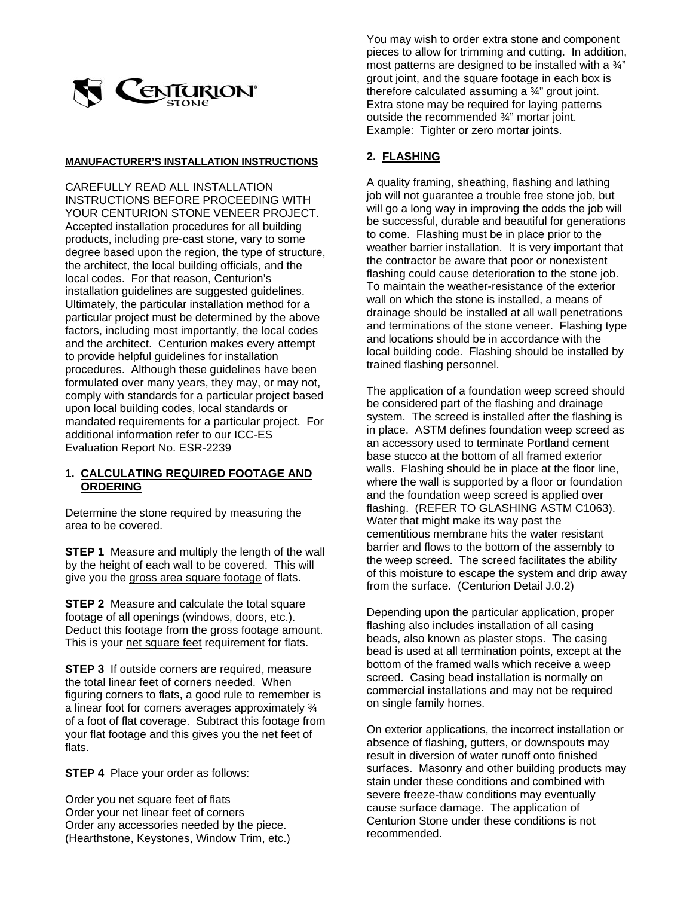CENTURION STONE

**MANUFACTURER'S INSTALLATION INSTRUCTIONS**

CAREFULLY READ ALL INSTALLATION INSTRUCTIONS BEFORE PROCEEDING WITH YOUR CENTURION STONE VENEER PROJECT. Accepted installation procedures for all building products, including pre-cast stone, vary to some degree based upon the region, the type of structure, the architect, the local building officials, and the local codes. For that reason, Centurion's installation guidelines are suggested guidelines. Ultimately, the particular installation method for a particular project must be determined by the above factors, including most importantly, the local codes and the architect. Centurion makes every attempt to provide helpful guidelines for installation procedures. Although these guidelines have been formulated over many years, they may, or may not, comply with standards for a particular project based upon local building codes, local standards or mandated requirements for a particular project. For additional information refer to our ICC-ES Evaluation Report No. ESR-2239

## 1. CALCULATING REQUIRED FOOTAGE AND ORDERING

Determine the stone required by measuring the area to be covered.

**STEP 1** Measure and multiply the length of the wall by the height of each wall to be covered. This will give you the gross area square footage of flats.

**STEP 2** Measure and calculate the total square footage of all openings (windows, doors, etc.). Deduct this footage from the gross footage amount. This is your net square feet requirement for flats.

**STEP 3** If outside corners are required, measure the total linear feet of corners needed. When figuring corners to flats, a good rule to remember is a linear foot for corners averages approximately ¾ of a foot of flat coverage. Subtract this footage from your flat footage and this gives you the net feet of flats.

**STEP 4** Place your order as follows:

Order you net square feet of flats
Order your net linear feet of corners
Order any accessories needed by the piece. (Hearthstone, Keystones, Window Trim, etc.)

You may wish to order extra stone and component pieces to allow for trimming and cutting. In addition, most patterns are designed to be installed with a ¾" grout joint, and the square footage in each box is therefore calculated assuming a ¾" grout joint. Extra stone may be required for laying patterns outside the recommended ¾" mortar joint. Example: Tighter or zero mortar joints.

## 2. FLASHING

A quality framing, sheathing, flashing and lathing job will not guarantee a trouble free stone job, but will go a long way in improving the odds the job will be successful, durable and beautiful for generations to come. Flashing must be in place prior to the weather barrier installation. It is very important that the contractor be aware that poor or nonexistent flashing could cause deterioration to the stone job. To maintain the weather-resistance of the exterior wall on which the stone is installed, a means of drainage should be installed at all wall penetrations and terminations of the stone veneer. Flashing type and locations should be in accordance with the local building code. Flashing should be installed by trained flashing personnel.

The application of a foundation weep screed should be considered part of the flashing and drainage system. The screed is installed after the flashing is in place. ASTM defines foundation weep screed as an accessory used to terminate Portland cement base stucco at the bottom of all framed exterior walls. Flashing should be in place at the floor line, where the wall is supported by a floor or foundation and the foundation weep screed is applied over flashing. (REFER TO GLASHING ASTM C1063). Water that might make its way past the cementitious membrane hits the water resistant barrier and flows to the bottom of the assembly to the weep screed. The screed facilitates the ability of this moisture to escape the system and drip away from the surface. (Centurion Detail J.0.2)

Depending upon the particular application, proper flashing also includes installation of all casing beads, also known as plaster stops. The casing bead is used at all termination points, except at the bottom of the framed walls which receive a weep screed. Casing bead installation is normally on commercial installations and may not be required on single family homes.

On exterior applications, the incorrect installation or absence of flashing, gutters, or downspouts may result in diversion of water runoff onto finished surfaces. Masonry and other building products may stain under these conditions and combined with severe freeze-thaw conditions may eventually cause surface damage. The application of Centurion Stone under these conditions is not recommended.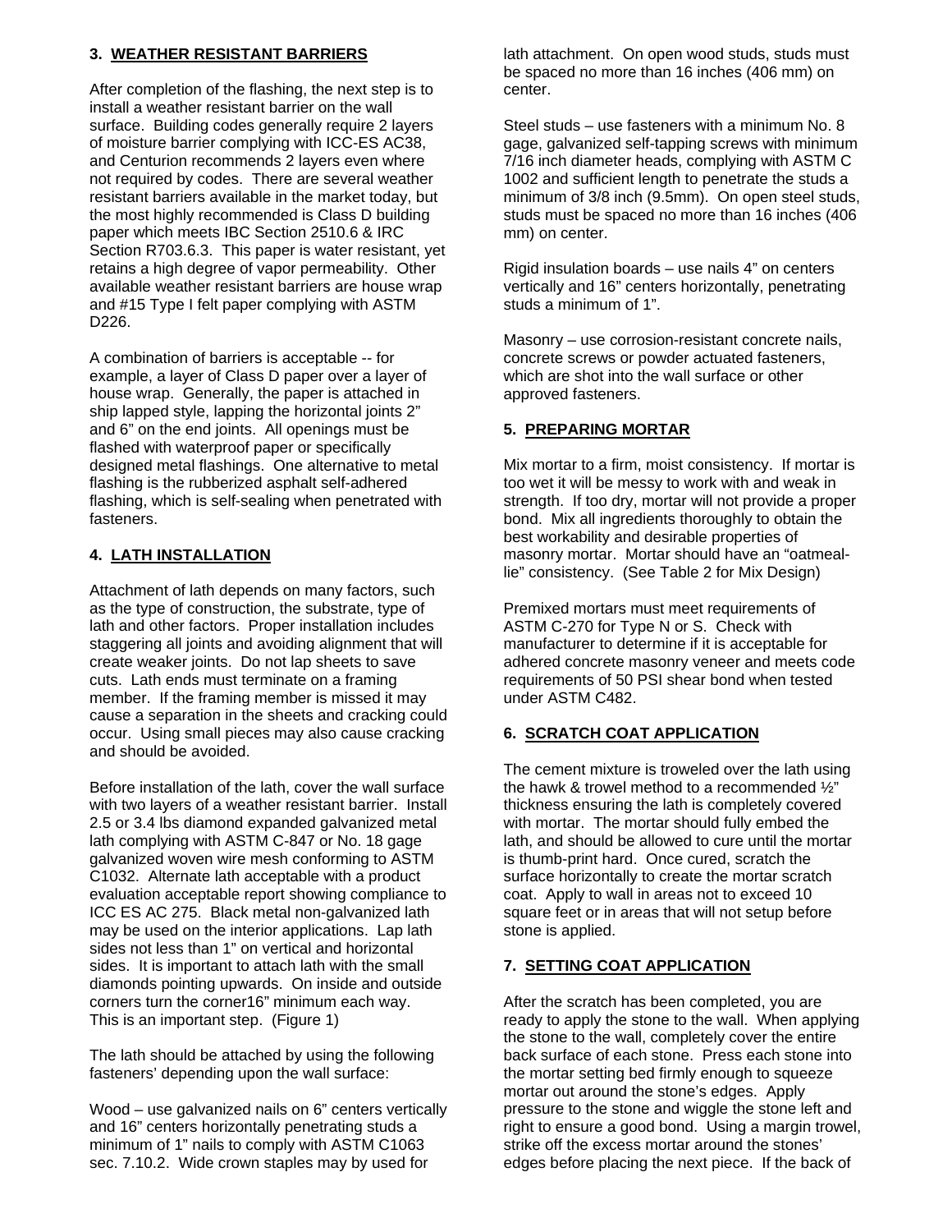## 3. WEATHER RESISTANT BARRIERS

After completion of the flashing, the next step is to install a weather resistant barrier on the wall surface. Building codes generally require 2 layers of moisture barrier complying with ICC-ES AC38, and Centurion recommends 2 layers even where not required by codes. There are several weather resistant barriers available in the market today, but the most highly recommended is Class D building paper which meets IBC Section 2510.6 & IRC Section R703.6.3. This paper is water resistant, yet retains a high degree of vapor permeability. Other available weather resistant barriers are house wrap and #15 Type I felt paper complying with ASTM D226.

A combination of barriers is acceptable -- for example, a layer of Class D paper over a layer of house wrap. Generally, the paper is attached in ship lapped style, lapping the horizontal joints 2" and 6" on the end joints. All openings must be flashed with waterproof paper or specifically designed metal flashings. One alternative to metal flashing is the rubberized asphalt self-adhered flashing, which is self-sealing when penetrated with fasteners.

## 4. LATH INSTALLATION

Attachment of lath depends on many factors, such as the type of construction, the substrate, type of lath and other factors. Proper installation includes staggering all joints and avoiding alignment that will create weaker joints. Do not lap sheets to save cuts. Lath ends must terminate on a framing member. If the framing member is missed it may cause a separation in the sheets and cracking could occur. Using small pieces may also cause cracking and should be avoided.

Before installation of the lath, cover the wall surface with two layers of a weather resistant barrier. Install 2.5 or 3.4 lbs diamond expanded galvanized metal lath complying with ASTM C-847 or No. 18 gage galvanized woven wire mesh conforming to ASTM C1032. Alternate lath acceptable with a product evaluation acceptable report showing compliance to ICC ES AC 275. Black metal non-galvanized lath may be used on the interior applications. Lap lath sides not less than 1" on vertical and horizontal sides. It is important to attach lath with the small diamonds pointing upwards. On inside and outside corners turn the corner16" minimum each way. This is an important step. (Figure 1)

The lath should be attached by using the following fasteners' depending upon the wall surface:

Wood – use galvanized nails on 6" centers vertically and 16" centers horizontally penetrating studs a minimum of 1" nails to comply with ASTM C1063 sec. 7.10.2. Wide crown staples may by used for lath attachment. On open wood studs, studs must be spaced no more than 16 inches (406 mm) on center.

Steel studs – use fasteners with a minimum No. 8 gage, galvanized self-tapping screws with minimum 7/16 inch diameter heads, complying with ASTM C 1002 and sufficient length to penetrate the studs a minimum of 3/8 inch (9.5mm). On open steel studs, studs must be spaced no more than 16 inches (406 mm) on center.

Rigid insulation boards – use nails 4" on centers vertically and 16" centers horizontally, penetrating studs a minimum of 1".

Masonry – use corrosion-resistant concrete nails, concrete screws or powder actuated fasteners, which are shot into the wall surface or other approved fasteners.

## 5. PREPARING MORTAR

Mix mortar to a firm, moist consistency. If mortar is too wet it will be messy to work with and weak in strength. If too dry, mortar will not provide a proper bond. Mix all ingredients thoroughly to obtain the best workability and desirable properties of masonry mortar. Mortar should have an "oatmeal-lie" consistency. (See Table 2 for Mix Design)

Premixed mortars must meet requirements of ASTM C-270 for Type N or S. Check with manufacturer to determine if it is acceptable for adhered concrete masonry veneer and meets code requirements of 50 PSI shear bond when tested under ASTM C482.

## 6. SCRATCH COAT APPLICATION

The cement mixture is troweled over the lath using the hawk & trowel method to a recommended ½" thickness ensuring the lath is completely covered with mortar. The mortar should fully embed the lath, and should be allowed to cure until the mortar is thumb-print hard. Once cured, scratch the surface horizontally to create the mortar scratch coat. Apply to wall in areas not to exceed 10 square feet or in areas that will not setup before stone is applied.

## 7. SETTING COAT APPLICATION

After the scratch has been completed, you are ready to apply the stone to the wall. When applying the stone to the wall, completely cover the entire back surface of each stone. Press each stone into the mortar setting bed firmly enough to squeeze mortar out around the stone's edges. Apply pressure to the stone and wiggle the stone left and right to ensure a good bond. Using a margin trowel, strike off the excess mortar around the stones' edges before placing the next piece. If the back of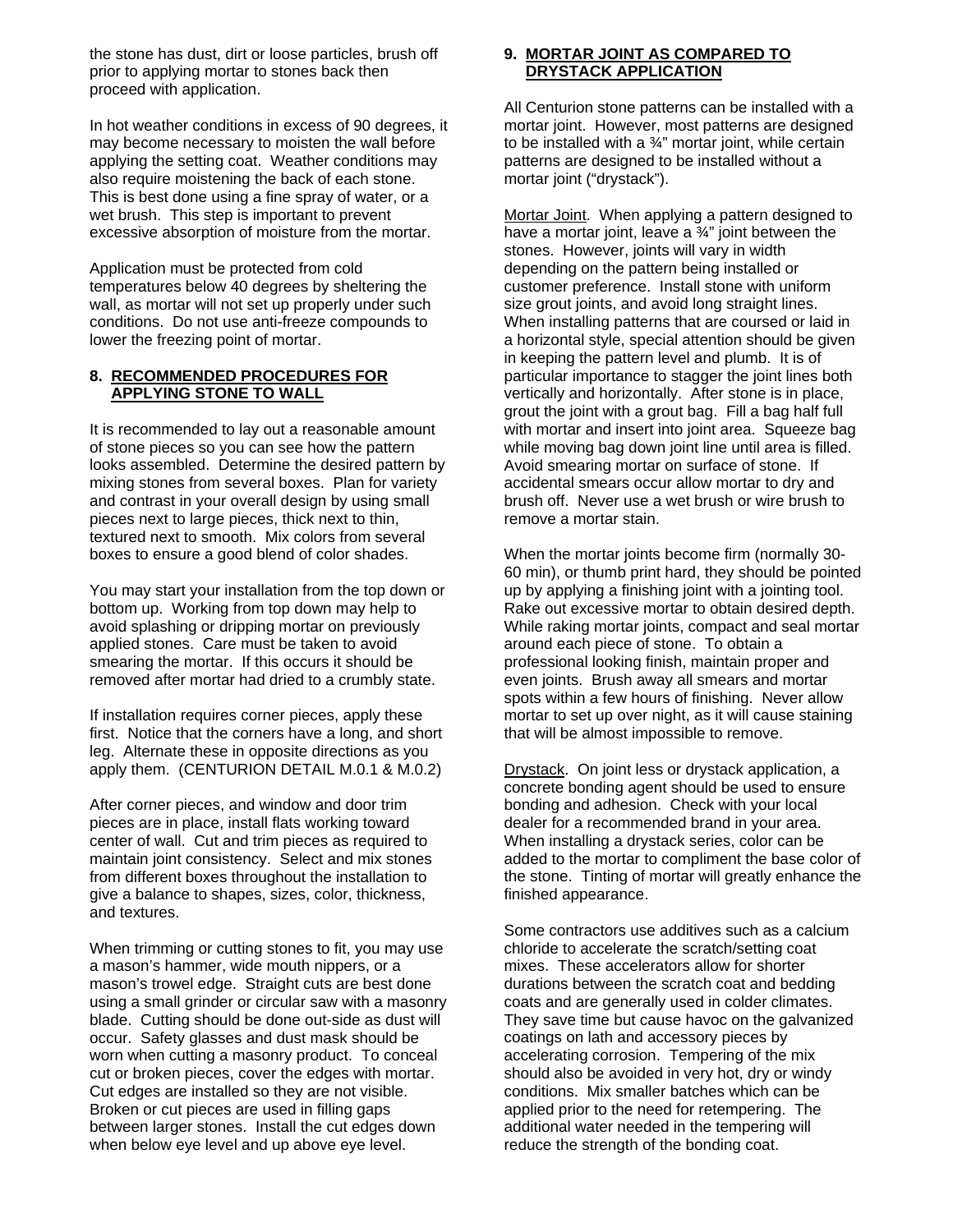the stone has dust, dirt or loose particles, brush off prior to applying mortar to stones back then proceed with application.

In hot weather conditions in excess of 90 degrees, it may become necessary to moisten the wall before applying the setting coat. Weather conditions may also require moistening the back of each stone. This is best done using a fine spray of water, or a wet brush. This step is important to prevent excessive absorption of moisture from the mortar.

Application must be protected from cold temperatures below 40 degrees by sheltering the wall, as mortar will not set up properly under such conditions. Do not use anti-freeze compounds to lower the freezing point of mortar.

## 8. RECOMMENDED PROCEDURES FOR APPLYING STONE TO WALL

It is recommended to lay out a reasonable amount of stone pieces so you can see how the pattern looks assembled. Determine the desired pattern by mixing stones from several boxes. Plan for variety and contrast in your overall design by using small pieces next to large pieces, thick next to thin, textured next to smooth. Mix colors from several boxes to ensure a good blend of color shades.

You may start your installation from the top down or bottom up. Working from top down may help to avoid splashing or dripping mortar on previously applied stones. Care must be taken to avoid smearing the mortar. If this occurs it should be removed after mortar had dried to a crumbly state.

If installation requires corner pieces, apply these first. Notice that the corners have a long, and short leg. Alternate these in opposite directions as you apply them. (CENTURION DETAIL M.0.1 & M.0.2)

After corner pieces, and window and door trim pieces are in place, install flats working toward center of wall. Cut and trim pieces as required to maintain joint consistency. Select and mix stones from different boxes throughout the installation to give a balance to shapes, sizes, color, thickness, and textures.

When trimming or cutting stones to fit, you may use a mason's hammer, wide mouth nippers, or a mason's trowel edge. Straight cuts are best done using a small grinder or circular saw with a masonry blade. Cutting should be done out-side as dust will occur. Safety glasses and dust mask should be worn when cutting a masonry product. To conceal cut or broken pieces, cover the edges with mortar. Cut edges are installed so they are not visible. Broken or cut pieces are used in filling gaps between larger stones. Install the cut edges down when below eye level and up above eye level.

## 9. MORTAR JOINT AS COMPARED TO DRYSTACK APPLICATION

All Centurion stone patterns can be installed with a mortar joint. However, most patterns are designed to be installed with a ¾" mortar joint, while certain patterns are designed to be installed without a mortar joint ("drystack").

Mortar Joint. When applying a pattern designed to have a mortar joint, leave a ¾" joint between the stones. However, joints will vary in width depending on the pattern being installed or customer preference. Install stone with uniform size grout joints, and avoid long straight lines. When installing patterns that are coursed or laid in a horizontal style, special attention should be given in keeping the pattern level and plumb. It is of particular importance to stagger the joint lines both vertically and horizontally. After stone is in place, grout the joint with a grout bag. Fill a bag half full with mortar and insert into joint area. Squeeze bag while moving bag down joint line until area is filled. Avoid smearing mortar on surface of stone. If accidental smears occur allow mortar to dry and brush off. Never use a wet brush or wire brush to remove a mortar stain.

When the mortar joints become firm (normally 30-60 min), or thumb print hard, they should be pointed up by applying a finishing joint with a jointing tool. Rake out excessive mortar to obtain desired depth. While raking mortar joints, compact and seal mortar around each piece of stone. To obtain a professional looking finish, maintain proper and even joints. Brush away all smears and mortar spots within a few hours of finishing. Never allow mortar to set up over night, as it will cause staining that will be almost impossible to remove.

Drystack. On joint less or drystack application, a concrete bonding agent should be used to ensure bonding and adhesion. Check with your local dealer for a recommended brand in your area. When installing a drystack series, color can be added to the mortar to compliment the base color of the stone. Tinting of mortar will greatly enhance the finished appearance.

Some contractors use additives such as a calcium chloride to accelerate the scratch/setting coat mixes. These accelerators allow for shorter durations between the scratch coat and bedding coats and are generally used in colder climates. They save time but cause havoc on the galvanized coatings on lath and accessory pieces by accelerating corrosion. Tempering of the mix should also be avoided in very hot, dry or windy conditions. Mix smaller batches which can be applied prior to the need for retempering. The additional water needed in the tempering will reduce the strength of the bonding coat.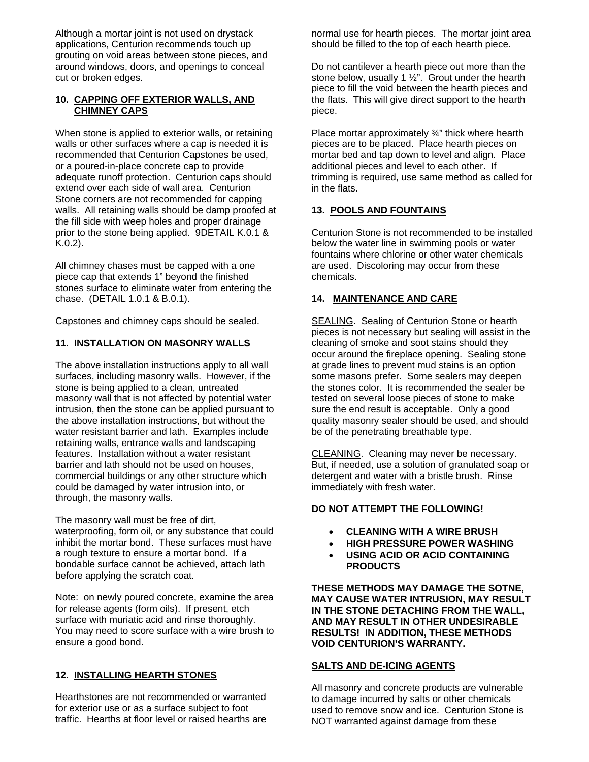Although a mortar joint is not used on drystack applications, Centurion recommends touch up grouting on void areas between stone pieces, and around windows, doors, and openings to conceal cut or broken edges.

## 10. CAPPING OFF EXTERIOR WALLS, AND CHIMNEY CAPS

When stone is applied to exterior walls, or retaining walls or other surfaces where a cap is needed it is recommended that Centurion Capstones be used, or a poured-in-place concrete cap to provide adequate runoff protection. Centurion caps should extend over each side of wall area. Centurion Stone corners are not recommended for capping walls. All retaining walls should be damp proofed at the fill side with weep holes and proper drainage prior to the stone being applied. 9DETAIL K.0.1 & K.0.2).

All chimney chases must be capped with a one piece cap that extends 1" beyond the finished stones surface to eliminate water from entering the chase. (DETAIL 1.0.1 & B.0.1).

Capstones and chimney caps should be sealed.

## 11. INSTALLATION ON MASONRY WALLS

The above installation instructions apply to all wall surfaces, including masonry walls. However, if the stone is being applied to a clean, untreated masonry wall that is not affected by potential water intrusion, then the stone can be applied pursuant to the above installation instructions, but without the water resistant barrier and lath. Examples include retaining walls, entrance walls and landscaping features. Installation without a water resistant barrier and lath should not be used on houses, commercial buildings or any other structure which could be damaged by water intrusion into, or through, the masonry walls.

The masonry wall must be free of dirt, waterproofing, form oil, or any substance that could inhibit the mortar bond. These surfaces must have a rough texture to ensure a mortar bond. If a bondable surface cannot be achieved, attach lath before applying the scratch coat.

Note: on newly poured concrete, examine the area for release agents (form oils). If present, etch surface with muriatic acid and rinse thoroughly. You may need to score surface with a wire brush to ensure a good bond.

## 12. INSTALLING HEARTH STONES

Hearthstones are not recommended or warranted for exterior use or as a surface subject to foot traffic. Hearths at floor level or raised hearths are normal use for hearth pieces. The mortar joint area should be filled to the top of each hearth piece.

Do not cantilever a hearth piece out more than the stone below, usually 1 ½". Grout under the hearth piece to fill the void between the hearth pieces and the flats. This will give direct support to the hearth piece.

Place mortar approximately ¾" thick where hearth pieces are to be placed. Place hearth pieces on mortar bed and tap down to level and align. Place additional pieces and level to each other. If trimming is required, use same method as called for in the flats.

## 13. POOLS AND FOUNTAINS

Centurion Stone is not recommended to be installed below the water line in swimming pools or water fountains where chlorine or other water chemicals are used. Discoloring may occur from these chemicals.

## 14. MAINTENANCE AND CARE

SEALING. Sealing of Centurion Stone or hearth pieces is not necessary but sealing will assist in the cleaning of smoke and soot stains should they occur around the fireplace opening. Sealing stone at grade lines to prevent mud stains is an option some masons prefer. Some sealers may deepen the stones color. It is recommended the sealer be tested on several loose pieces of stone to make sure the end result is acceptable. Only a good quality masonry sealer should be used, and should be of the penetrating breathable type.

CLEANING. Cleaning may never be necessary. But, if needed, use a solution of granulated soap or detergent and water with a bristle brush. Rinse immediately with fresh water.

**DO NOT ATTEMPT THE FOLLOWING!**

- **CLEANING WITH A WIRE BRUSH**
- **HIGH PRESSURE POWER WASHING**
- **USING ACID OR ACID CONTAINING PRODUCTS**

**THESE METHODS MAY DAMAGE THE SOTNE, MAY CAUSE WATER INTRUSION, MAY RESULT IN THE STONE DETACHING FROM THE WALL, AND MAY RESULT IN OTHER UNDESIRABLE RESULTS! IN ADDITION, THESE METHODS VOID CENTURION'S WARRANTY.**

**SALTS AND DE-ICING AGENTS**

All masonry and concrete products are vulnerable to damage incurred by salts or other chemicals used to remove snow and ice. Centurion Stone is NOT warranted against damage from these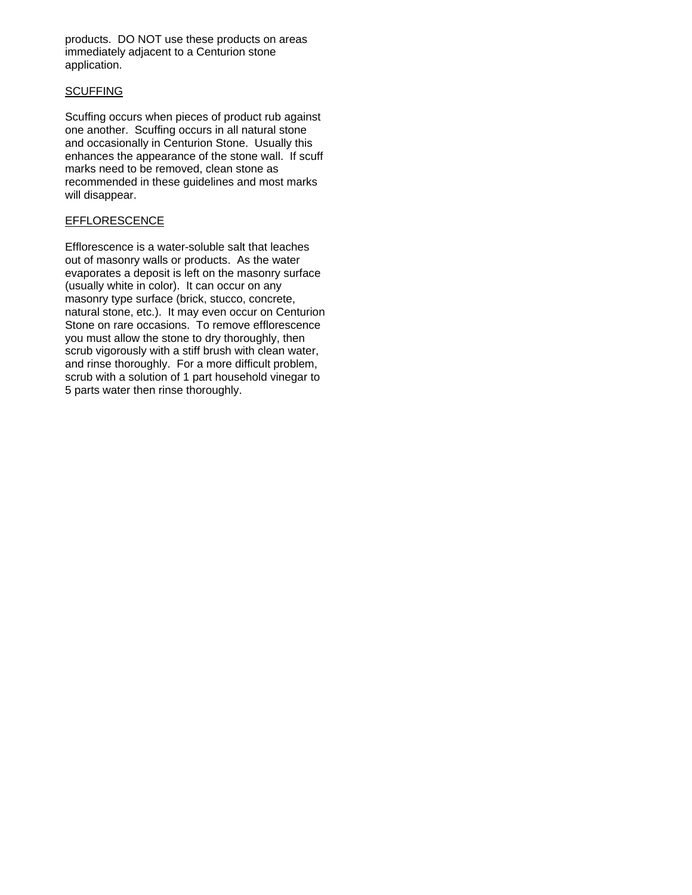products. DO NOT use these products on areas immediately adjacent to a Centurion stone application.

SCUFFING

Scuffing occurs when pieces of product rub against one another. Scuffing occurs in all natural stone and occasionally in Centurion Stone. Usually this enhances the appearance of the stone wall. If scuff marks need to be removed, clean stone as recommended in these guidelines and most marks will disappear.

EFFLORESCENCE

Efflorescence is a water-soluble salt that leaches out of masonry walls or products. As the water evaporates a deposit is left on the masonry surface (usually white in color). It can occur on any masonry type surface (brick, stucco, concrete, natural stone, etc.). It may even occur on Centurion Stone on rare occasions. To remove efflorescence you must allow the stone to dry thoroughly, then scrub vigorously with a stiff brush with clean water, and rinse thoroughly. For a more difficult problem, scrub with a solution of 1 part household vinegar to 5 parts water then rinse thoroughly.